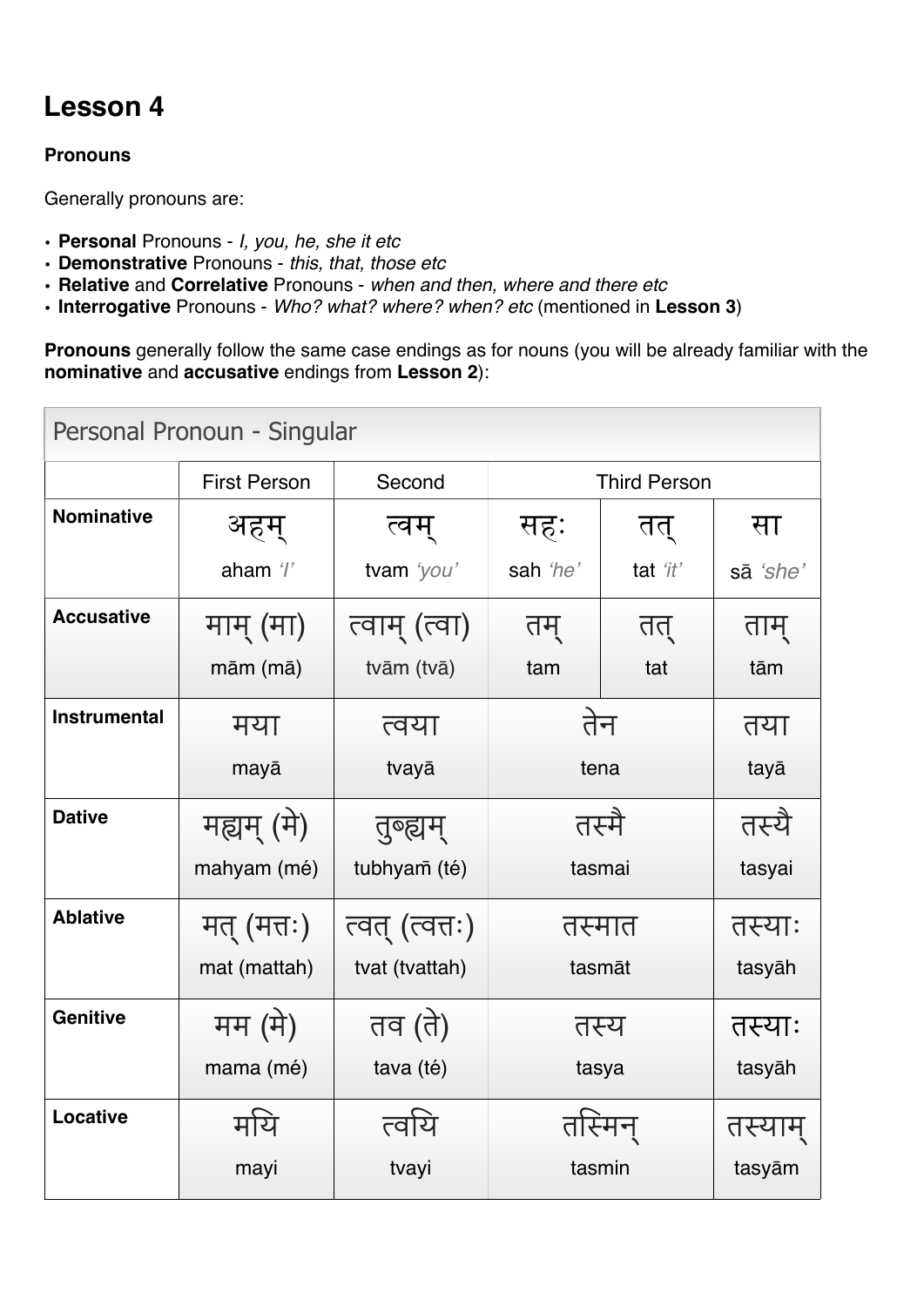# Lesson 4

**Pronouns**

Generally pronouns are:

- **Personal** Pronouns - *I, you, he, she it etc*
- **Demonstrative** Pronouns - *this, that, those etc*
- **Relative** and **Correlative** Pronouns - *when and then, where and there etc*
- **Interrogative** Pronouns - *Who? what? where? when? etc* (mentioned in **Lesson 3**)

**Pronouns** generally follow the same case endings as for nouns (you will be already familiar with the **nominative** and **accusative** endings from **Lesson 2**):

| Personal Pronoun - Singular | | | | | |
|---|---|---|---|---|---|
| | First Person | Second | Third Person | | |
| **Nominative** | अहम्<br>aham *'I'* | त्वम्<br>tvam *'you'* | सहः<br>sah *'he'* | तत्<br>tat *'it'* | सा<br>sā *'she'* |
| **Accusative** | माम् (मा)<br>mām (mā) | त्वाम् (त्वा)<br>tvām (tvā) | तम्<br>tam | तत्<br>tat | ताम्<br>tām |
| **Instrumental** | मया<br>mayā | त्वया<br>tvayā | तेन<br>tena | | तया<br>tayā |
| **Dative** | मह्यम् (मे)<br>mahyam (mé) | तुभ्यम्<br>tubhyam̄ (té) | तस्मै<br>tasmai | | तस्यै<br>tasyai |
| **Ablative** | मत् (मत्तः)<br>mat (mattah) | त्वत् (त्वत्तः)<br>tvat (tvattah) | तस्मात<br>tasmāt | | तस्याः<br>tasyāh |
| **Genitive** | मम (मे)<br>mama (mé) | तव (ते)<br>tava (té) | तस्य<br>tasya | | तस्याः<br>tasyāh |
| **Locative** | मयि<br>mayi | त्वयि<br>tvayi | तस्मिन्<br>tasmin | | तस्याम्<br>tasyām |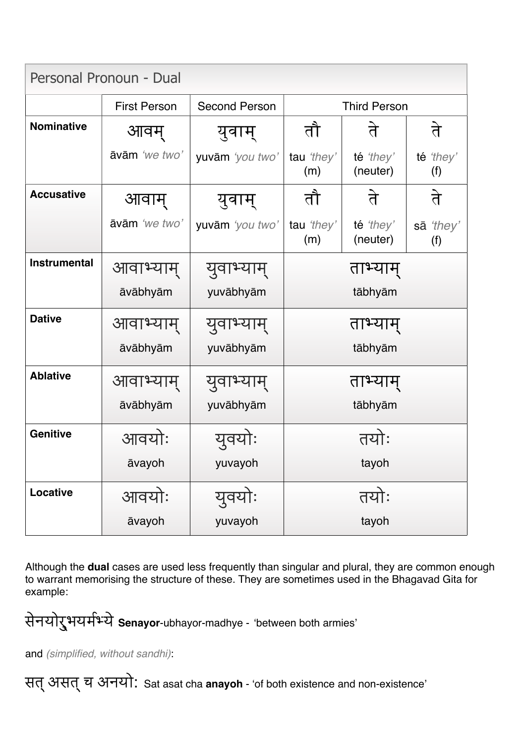| Personal Pronoun - Dual | | | | | |
|---|---|---|---|---|---|
| | First Person | Second Person | Third Person | | |
| **Nominative** | आवम् āvām *'we two'* | युवाम् yuvām *'you two'* | तौ tau *'they'* (m) | ते té *'they'* (neuter) | ते té *'they'* (f) |
| **Accusative** | आवाम् āvām *'we two'* | युवाम् yuvām *'you two'* | तौ tau *'they'* (m) | ते té *'they'* (neuter) | ते sā *'they'* (f) |
| **Instrumental** | आवाभ्याम् āvābhyām | युवाभ्याम् yuvābhyām | ताभ्याम् tābhyām | | |
| **Dative** | आवाभ्याम् āvābhyām | युवाभ्याम् yuvābhyām | ताभ्याम् tābhyām | | |
| **Ablative** | आवाभ्याम् āvābhyām | युवाभ्याम् yuvābhyām | ताभ्याम् tābhyām | | |
| **Genitive** | आवयोः āvayoh | युवयोः yuvayoh | तयोः tayoh | | |
| **Locative** | आवयोः āvayoh | युवयोः yuvayoh | तयोः tayoh | | |

Although the **dual** cases are used less frequently than singular and plural, they are common enough to warrant memorising the structure of these. They are sometimes used in the Bhagavad Gita for example:

सेनयोरुभयर्मध्ये **Senayor**-ubhayor-madhye - 'between both armies'

and *(simplified, without sandhi)*:

सत् असत् च अनयोः Sat asat cha **anayoh** - 'of both existence and non-existence'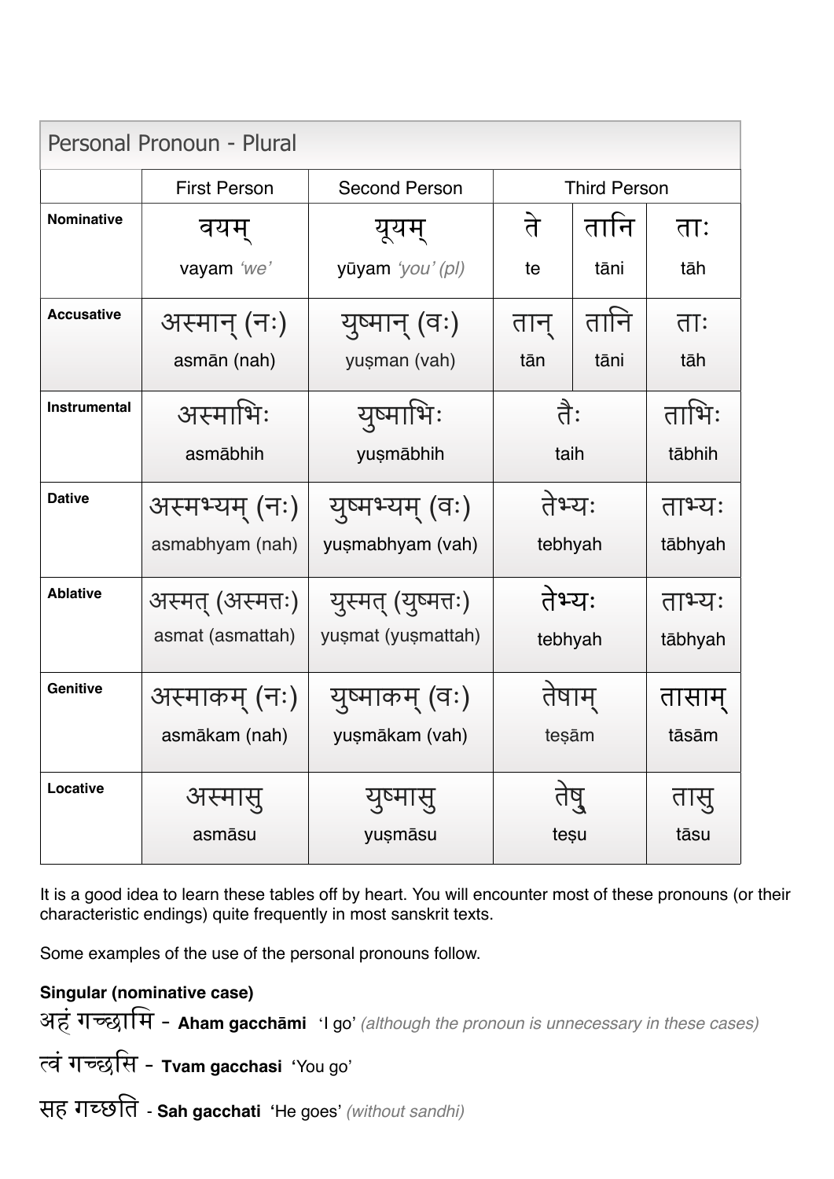## Personal Pronoun - Plural

| | First Person | Second Person | Third Person | | |
|---|---|---|---|---|---|
| **Nominative** | वयम् vayam *'we'* | यूयम् yūyam *'you' (pl)* | ते te | तानि tāni | ताः tāh |
| **Accusative** | अस्मान् (नः) asmān (nah) | युष्मान् (वः) yuṣman (vah) | तान् tān | तानि tāni | ताः tāh |
| **Instrumental** | अस्माभिः asmābhih | युष्माभिः yuṣmābhih | तैः taih | | ताभिः tābhih |
| **Dative** | अस्मभ्यम् (नः) asmabhyam (nah) | युष्मभ्यम् (वः) yuṣmabhyam (vah) | तेभ्यः tebhyah | | ताभ्यः tābhyah |
| **Ablative** | अस्मत् (अस्मत्तः) asmat (asmattah) | युस्मत् (युष्मत्तः) yuṣmat (yuṣmattah) | तेभ्यः tebhyah | | ताभ्यः tābhyah |
| **Genitive** | अस्माकम् (नः) asmākam (nah) | युष्माकम् (वः) yuṣmākam (vah) | तेषाम् teṣām | | तासाम् tāsām |
| **Locative** | अस्मासु asmāsu | युष्मासु yuṣmāsu | तेषु teṣu | | तासु tāsu |

It is a good idea to learn these tables off by heart. You will encounter most of these pronouns (or their characteristic endings) quite frequently in most sanskrit texts.

Some examples of the use of the personal pronouns follow.

**Singular (nominative case)**

अहं गच्छामि - **Aham gacchāmi** 'I go' *(although the pronoun is unnecessary in these cases)*

त्वं गच्छसि - **Tvam gacchasi** 'You go'

सह गच्छति - **Sah gacchati** 'He goes' *(without sandhi)*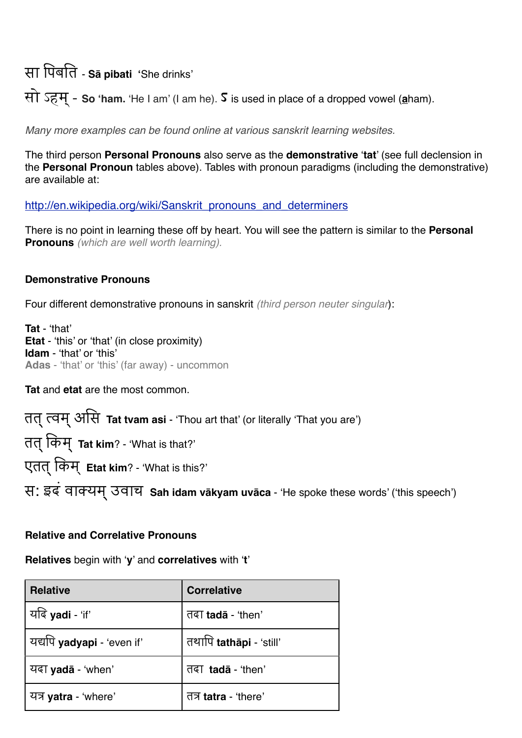सा पिबति - **Sā pibati** 'She drinks'

सो ऽहम् - **So 'ham.** 'He I am' (I am he). **ऽ** is used in place of a dropped vowel (**a**ham).

*Many more examples can be found online at various sanskrit learning websites.*

The third person **Personal Pronouns** also serve as the **demonstrative** '**tat**' (see full declension in the **Personal Pronoun** tables above). Tables with pronoun paradigms (including the demonstrative) are available at:

http://en.wikipedia.org/wiki/Sanskrit_pronouns_and_determiners

There is no point in learning these off by heart. You will see the pattern is similar to the **Personal Pronouns** *(which are well worth learning).*

**Demonstrative Pronouns**

Four different demonstrative pronouns in sanskrit *(third person neuter singular*):

**Tat** - 'that'
**Etat** - 'this' or 'that' (in close proximity)
**Idam** - 'that' or 'this'
**Adas** - 'that' or 'this' (far away) - uncommon

**Tat** and **etat** are the most common.

तत् त्वम् असि **Tat tvam asi** - 'Thou art that' (or literally 'That you are')

तत् किम् **Tat kim**? - 'What is that?'

एतत् किम् **Etat kim**? - 'What is this?'

स: इदं वाक्यम् उवाच **Sah idam vākyam uvāca** - 'He spoke these words' ('this speech')

**Relative and Correlative Pronouns**

**Relatives** begin with '**y**' and **correlatives** with '**t**'

| Relative | Correlative |
|---|---|
| यदि **yadi** - 'if' | तदा **tadā** - 'then' |
| यद्यपि **yadyapi** - 'even if' | तथापि **tathāpi** - 'still' |
| यदा **yadā** - 'when' | तदा **tadā** - 'then' |
| यत्र **yatra** - 'where' | तत्र **tatra** - 'there' |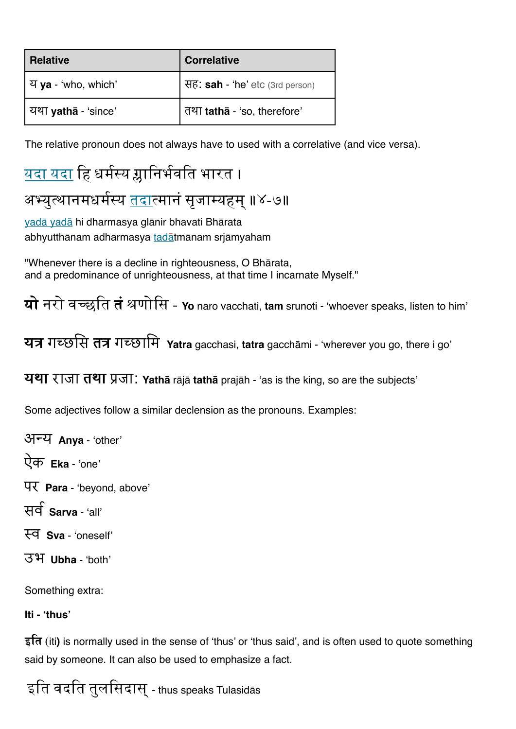| Relative | Correlative |
|---|---|
| य **ya** - 'who, which' | सह: **sah** - 'he' etc (3rd person) |
| यथा **yathā** - 'since' | तथा **tathā** - 'so, therefore' |

The relative pronoun does not always have to used with a correlative (and vice versa).

यदा यदा हि धर्मस्य ग्लानिर्भवति भारत।
अभ्युत्थानमधर्मस्य तदात्मानं सृजाम्यहम् ॥४-७॥

yadā yadā hi dharmasya glānir bhavati Bhārata
abhyutthānam adharmasya tadātmānam srjāmyaham

"Whenever there is a decline in righteousness, O Bhārata,
and a predominance of unrighteousness, at that time I incarnate Myself."

**यो** नरो वच्छति **तं** श्रणोसि - **Yo** naro vacchati, **tam** srunoti - 'whoever speaks, listen to him'

**यत्र** गच्छसि **तत्र** गच्छामि **Yatra** gacchasi, **tatra** gacchāmi - 'wherever you go, there i go'

**यथा** राजा **तथा** प्रजा: **Yathā** rājā **tathā** prajāh - 'as is the king, so are the subjects'

Some adjectives follow a similar declension as the pronouns. Examples:

अन्य **Anya** - 'other'

ऐक **Eka** - 'one'

पर **Para** - 'beyond, above'

सर्व **Sarva** - 'all'

स्व **Sva** - 'oneself'

उभ **Ubha** - 'both'

Something extra:

**Iti - 'thus'**

**इति** (iti**)** is normally used in the sense of 'thus' or 'thus said', and is often used to quote something said by someone. It can also be used to emphasize a fact.

इति वदति तुलसिदास् - thus speaks Tulasidās